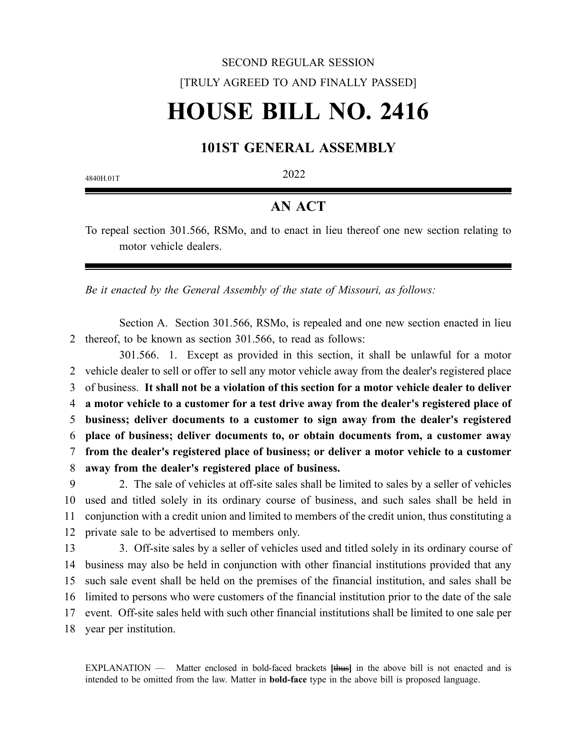SECOND REGULAR SESSION

[TRULY AGREED TO AND FINALLY PASSED]

# HOUSE BILL NO. 2416

## 101ST GENERAL ASSEMBLY

4840H.01T

2022

## AN ACT

To repeal section 301.566, RSMo, and to enact in lieu thereof one new section relating to motor vehicle dealers.

*Be it enacted by the General Assembly of the state of Missouri, as follows:*

Section A. Section 301.566, RSMo, is repealed and one new section enacted in lieu thereof, to be known as section 301.566, to read as follows:

301.566. 1. Except as provided in this section, it shall be unlawful for a motor vehicle dealer to sell or offer to sell any motor vehicle away from the dealer's registered place of business. **It shall not be a violation of this section for a motor vehicle dealer to deliver a motor vehicle to a customer for a test drive away from the dealer's registered place of business; deliver documents to a customer to sign away from the dealer's registered place of business; deliver documents to, or obtain documents from, a customer away from the dealer's registered place of business; or deliver a motor vehicle to a customer away from the dealer's registered place of business.**

2. The sale of vehicles at off-site sales shall be limited to sales by a seller of vehicles used and titled solely in its ordinary course of business, and such sales shall be held in conjunction with a credit union and limited to members of the credit union, thus constituting a private sale to be advertised to members only.

3. Off-site sales by a seller of vehicles used and titled solely in its ordinary course of business may also be held in conjunction with other financial institutions provided that any such sale event shall be held on the premises of the financial institution, and sales shall be limited to persons who were customers of the financial institution prior to the date of the sale event. Off-site sales held with such other financial institutions shall be limited to one sale per year per institution.

EXPLANATION — Matter enclosed in bold-faced brackets **[**~~thus~~**]** in the above bill is not enacted and is intended to be omitted from the law. Matter in **bold-face** type in the above bill is proposed language.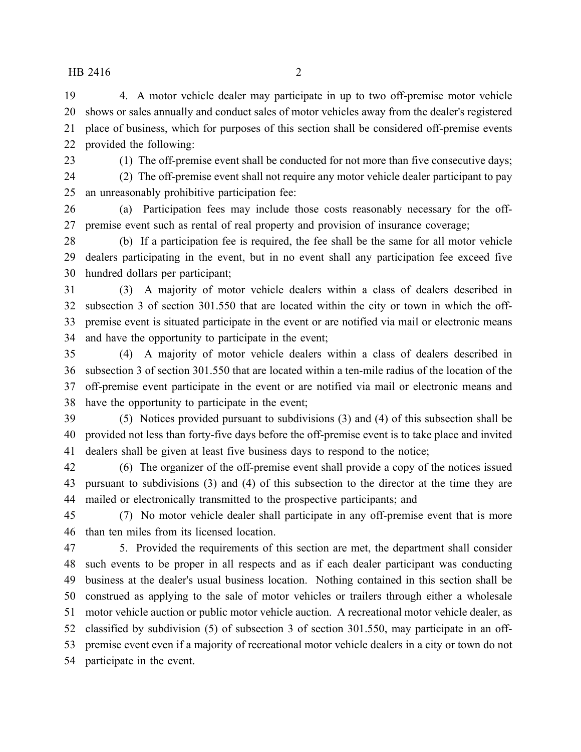4. A motor vehicle dealer may participate in up to two off-premise motor vehicle shows or sales annually and conduct sales of motor vehicles away from the dealer's registered place of business, which for purposes of this section shall be considered off-premise events provided the following:

(1) The off-premise event shall be conducted for not more than five consecutive days;

(2) The off-premise event shall not require any motor vehicle dealer participant to pay an unreasonably prohibitive participation fee:

(a) Participation fees may include those costs reasonably necessary for the off-premise event such as rental of real property and provision of insurance coverage;

(b) If a participation fee is required, the fee shall be the same for all motor vehicle dealers participating in the event, but in no event shall any participation fee exceed five hundred dollars per participant;

(3) A majority of motor vehicle dealers within a class of dealers described in subsection 3 of section 301.550 that are located within the city or town in which the off-premise event is situated participate in the event or are notified via mail or electronic means and have the opportunity to participate in the event;

(4) A majority of motor vehicle dealers within a class of dealers described in subsection 3 of section 301.550 that are located within a ten-mile radius of the location of the off-premise event participate in the event or are notified via mail or electronic means and have the opportunity to participate in the event;

(5) Notices provided pursuant to subdivisions (3) and (4) of this subsection shall be provided not less than forty-five days before the off-premise event is to take place and invited dealers shall be given at least five business days to respond to the notice;

(6) The organizer of the off-premise event shall provide a copy of the notices issued pursuant to subdivisions (3) and (4) of this subsection to the director at the time they are mailed or electronically transmitted to the prospective participants; and

(7) No motor vehicle dealer shall participate in any off-premise event that is more than ten miles from its licensed location.

5. Provided the requirements of this section are met, the department shall consider such events to be proper in all respects and as if each dealer participant was conducting business at the dealer's usual business location. Nothing contained in this section shall be construed as applying to the sale of motor vehicles or trailers through either a wholesale motor vehicle auction or public motor vehicle auction. A recreational motor vehicle dealer, as classified by subdivision (5) of subsection 3 of section 301.550, may participate in an off-premise event even if a majority of recreational motor vehicle dealers in a city or town do not participate in the event.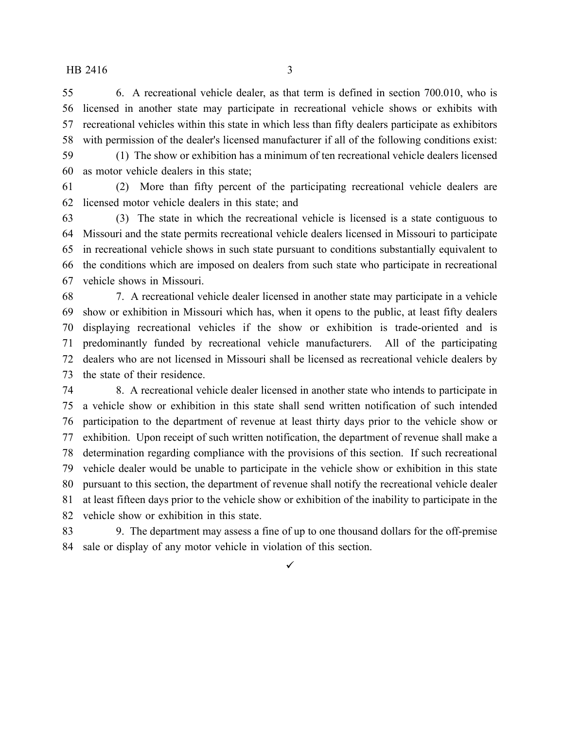6. A recreational vehicle dealer, as that term is defined in section 700.010, who is licensed in another state may participate in recreational vehicle shows or exhibits with recreational vehicles within this state in which less than fifty dealers participate as exhibitors with permission of the dealer's licensed manufacturer if all of the following conditions exist:

(1) The show or exhibition has a minimum of ten recreational vehicle dealers licensed as motor vehicle dealers in this state;

(2) More than fifty percent of the participating recreational vehicle dealers are licensed motor vehicle dealers in this state; and

(3) The state in which the recreational vehicle is licensed is a state contiguous to Missouri and the state permits recreational vehicle dealers licensed in Missouri to participate in recreational vehicle shows in such state pursuant to conditions substantially equivalent to the conditions which are imposed on dealers from such state who participate in recreational vehicle shows in Missouri.

7. A recreational vehicle dealer licensed in another state may participate in a vehicle show or exhibition in Missouri which has, when it opens to the public, at least fifty dealers displaying recreational vehicles if the show or exhibition is trade-oriented and is predominantly funded by recreational vehicle manufacturers. All of the participating dealers who are not licensed in Missouri shall be licensed as recreational vehicle dealers by the state of their residence.

8. A recreational vehicle dealer licensed in another state who intends to participate in a vehicle show or exhibition in this state shall send written notification of such intended participation to the department of revenue at least thirty days prior to the vehicle show or exhibition. Upon receipt of such written notification, the department of revenue shall make a determination regarding compliance with the provisions of this section. If such recreational vehicle dealer would be unable to participate in the vehicle show or exhibition in this state pursuant to this section, the department of revenue shall notify the recreational vehicle dealer at least fifteen days prior to the vehicle show or exhibition of the inability to participate in the vehicle show or exhibition in this state.

9. The department may assess a fine of up to one thousand dollars for the off-premise sale or display of any motor vehicle in violation of this section.

✓